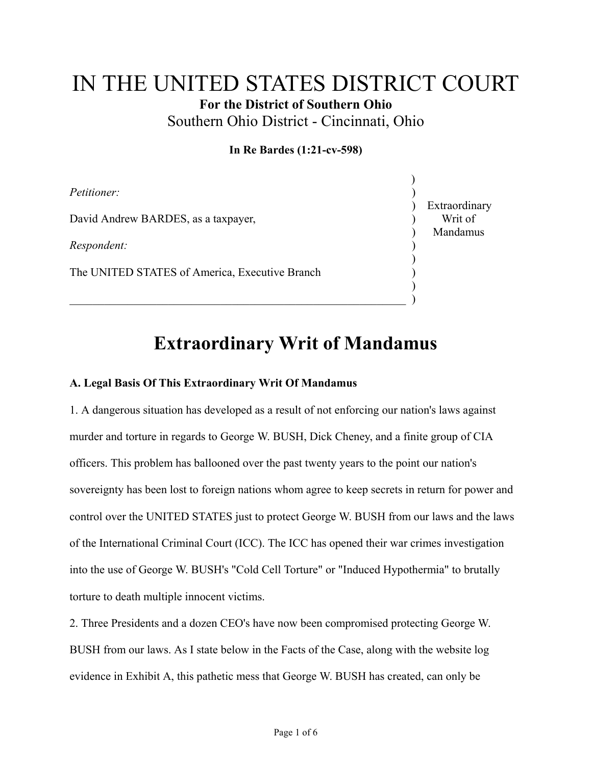# IN THE UNITED STATES DISTRICT COURT

**For the District of Southern Ohio**

Southern Ohio District - Cincinnati, Ohio

**In Re Bardes (1:21-cv-598)**

*Petitioner:*

David Andrew BARDES, as a taxpayer,

*Respondent:*

The UNITED STATES of America, Executive Branch

Extraordinary Writ of Mandamus

## Extraordinary Writ of Mandamus

**A. Legal Basis Of This Extraordinary Writ Of Mandamus**

1. A dangerous situation has developed as a result of not enforcing our nation's laws against murder and torture in regards to George W. BUSH, Dick Cheney, and a finite group of CIA officers. This problem has ballooned over the past twenty years to the point our nation's sovereignty has been lost to foreign nations whom agree to keep secrets in return for power and control over the UNITED STATES just to protect George W. BUSH from our laws and the laws of the International Criminal Court (ICC). The ICC has opened their war crimes investigation into the use of George W. BUSH's "Cold Cell Torture" or "Induced Hypothermia" to brutally torture to death multiple innocent victims.

2. Three Presidents and a dozen CEO's have now been compromised protecting George W. BUSH from our laws. As I state below in the Facts of the Case, along with the website log evidence in Exhibit A, this pathetic mess that George W. BUSH has created, can only be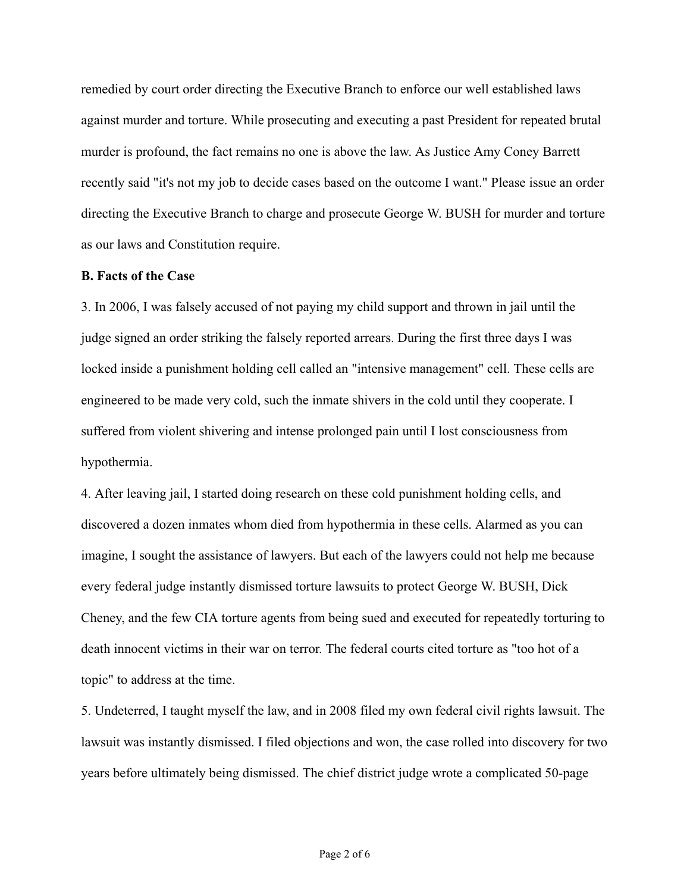remedied by court order directing the Executive Branch to enforce our well established laws against murder and torture. While prosecuting and executing a past President for repeated brutal murder is profound, the fact remains no one is above the law. As Justice Amy Coney Barrett recently said "it's not my job to decide cases based on the outcome I want." Please issue an order directing the Executive Branch to charge and prosecute George W. BUSH for murder and torture as our laws and Constitution require.

**B. Facts of the Case**

3. In 2006, I was falsely accused of not paying my child support and thrown in jail until the judge signed an order striking the falsely reported arrears. During the first three days I was locked inside a punishment holding cell called an "intensive management" cell. These cells are engineered to be made very cold, such the inmate shivers in the cold until they cooperate. I suffered from violent shivering and intense prolonged pain until I lost consciousness from hypothermia.

4. After leaving jail, I started doing research on these cold punishment holding cells, and discovered a dozen inmates whom died from hypothermia in these cells. Alarmed as you can imagine, I sought the assistance of lawyers. But each of the lawyers could not help me because every federal judge instantly dismissed torture lawsuits to protect George W. BUSH, Dick Cheney, and the few CIA torture agents from being sued and executed for repeatedly torturing to death innocent victims in their war on terror. The federal courts cited torture as "too hot of a topic" to address at the time.

5. Undeterred, I taught myself the law, and in 2008 filed my own federal civil rights lawsuit. The lawsuit was instantly dismissed. I filed objections and won, the case rolled into discovery for two years before ultimately being dismissed. The chief district judge wrote a complicated 50-page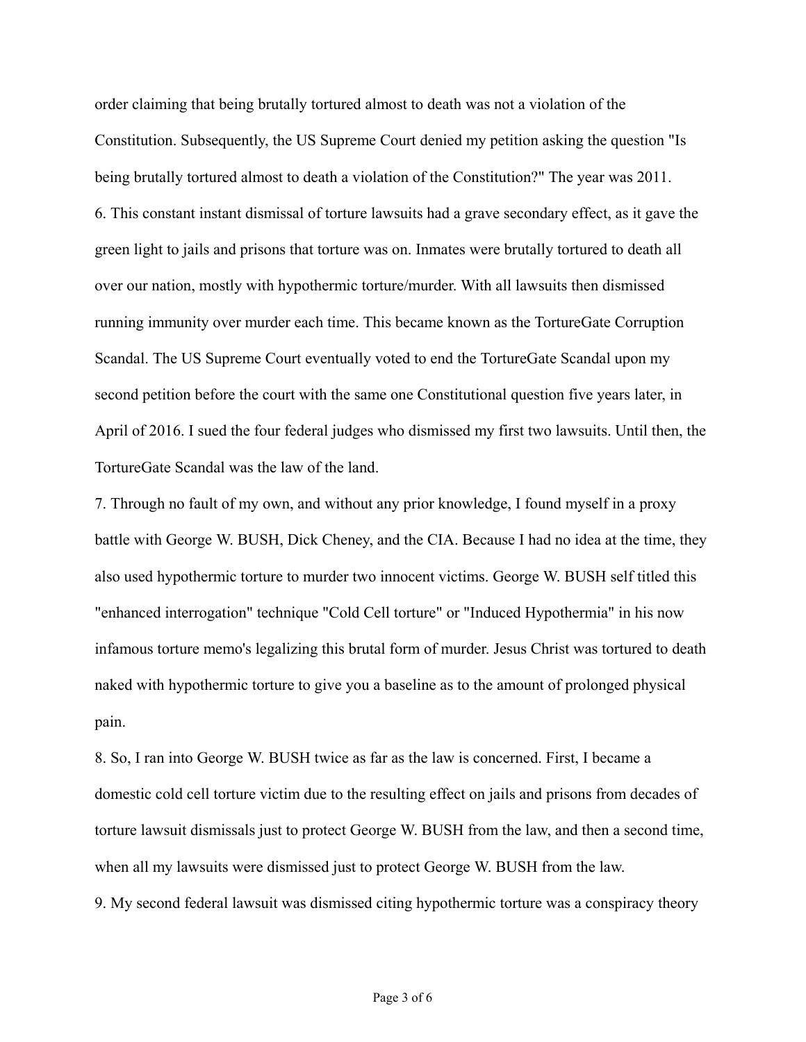order claiming that being brutally tortured almost to death was not a violation of the Constitution. Subsequently, the US Supreme Court denied my petition asking the question "Is being brutally tortured almost to death a violation of the Constitution?" The year was 2011.

6. This constant instant dismissal of torture lawsuits had a grave secondary effect, as it gave the green light to jails and prisons that torture was on. Inmates were brutally tortured to death all over our nation, mostly with hypothermic torture/murder. With all lawsuits then dismissed running immunity over murder each time. This became known as the TortureGate Corruption Scandal. The US Supreme Court eventually voted to end the TortureGate Scandal upon my second petition before the court with the same one Constitutional question five years later, in April of 2016. I sued the four federal judges who dismissed my first two lawsuits. Until then, the TortureGate Scandal was the law of the land.

7. Through no fault of my own, and without any prior knowledge, I found myself in a proxy battle with George W. BUSH, Dick Cheney, and the CIA. Because I had no idea at the time, they also used hypothermic torture to murder two innocent victims. George W. BUSH self titled this "enhanced interrogation" technique "Cold Cell torture" or "Induced Hypothermia" in his now infamous torture memo's legalizing this brutal form of murder. Jesus Christ was tortured to death naked with hypothermic torture to give you a baseline as to the amount of prolonged physical pain.

8. So, I ran into George W. BUSH twice as far as the law is concerned. First, I became a domestic cold cell torture victim due to the resulting effect on jails and prisons from decades of torture lawsuit dismissals just to protect George W. BUSH from the law, and then a second time, when all my lawsuits were dismissed just to protect George W. BUSH from the law.

9. My second federal lawsuit was dismissed citing hypothermic torture was a conspiracy theory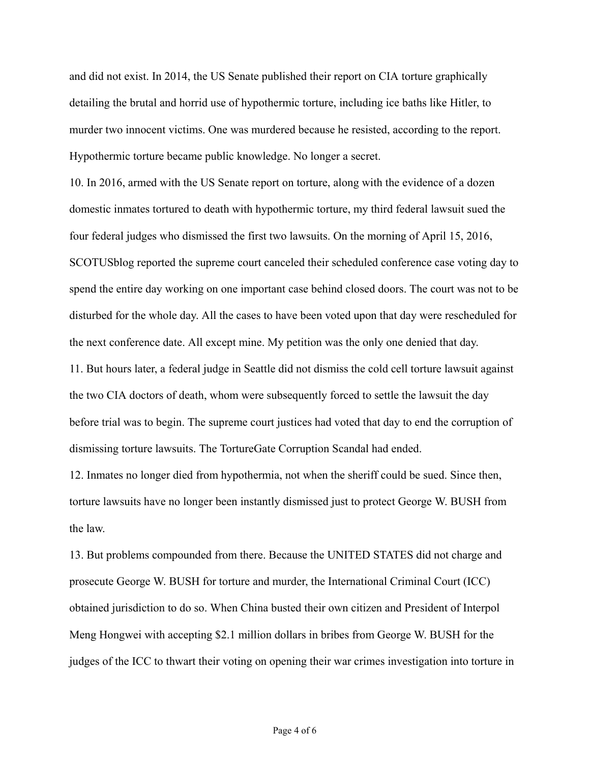and did not exist. In 2014, the US Senate published their report on CIA torture graphically detailing the brutal and horrid use of hypothermic torture, including ice baths like Hitler, to murder two innocent victims. One was murdered because he resisted, according to the report. Hypothermic torture became public knowledge. No longer a secret.

10. In 2016, armed with the US Senate report on torture, along with the evidence of a dozen domestic inmates tortured to death with hypothermic torture, my third federal lawsuit sued the four federal judges who dismissed the first two lawsuits. On the morning of April 15, 2016, SCOTUSblog reported the supreme court canceled their scheduled conference case voting day to spend the entire day working on one important case behind closed doors. The court was not to be disturbed for the whole day. All the cases to have been voted upon that day were rescheduled for the next conference date. All except mine. My petition was the only one denied that day.

11. But hours later, a federal judge in Seattle did not dismiss the cold cell torture lawsuit against the two CIA doctors of death, whom were subsequently forced to settle the lawsuit the day before trial was to begin. The supreme court justices had voted that day to end the corruption of dismissing torture lawsuits. The TortureGate Corruption Scandal had ended.

12. Inmates no longer died from hypothermia, not when the sheriff could be sued. Since then, torture lawsuits have no longer been instantly dismissed just to protect George W. BUSH from the law.

13. But problems compounded from there. Because the UNITED STATES did not charge and prosecute George W. BUSH for torture and murder, the International Criminal Court (ICC) obtained jurisdiction to do so. When China busted their own citizen and President of Interpol Meng Hongwei with accepting $2.1 million dollars in bribes from George W. BUSH for the judges of the ICC to thwart their voting on opening their war crimes investigation into torture in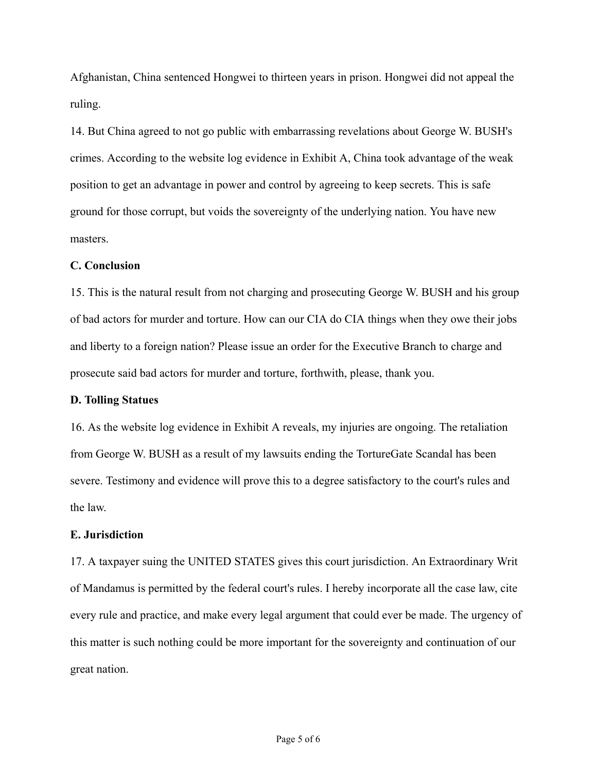Afghanistan, China sentenced Hongwei to thirteen years in prison. Hongwei did not appeal the ruling.

14. But China agreed to not go public with embarrassing revelations about George W. BUSH's crimes. According to the website log evidence in Exhibit A, China took advantage of the weak position to get an advantage in power and control by agreeing to keep secrets. This is safe ground for those corrupt, but voids the sovereignty of the underlying nation. You have new masters.

**C. Conclusion**

15. This is the natural result from not charging and prosecuting George W. BUSH and his group of bad actors for murder and torture. How can our CIA do CIA things when they owe their jobs and liberty to a foreign nation? Please issue an order for the Executive Branch to charge and prosecute said bad actors for murder and torture, forthwith, please, thank you.

**D. Tolling Statues**

16. As the website log evidence in Exhibit A reveals, my injuries are ongoing. The retaliation from George W. BUSH as a result of my lawsuits ending the TortureGate Scandal has been severe. Testimony and evidence will prove this to a degree satisfactory to the court's rules and the law.

**E. Jurisdiction**

17. A taxpayer suing the UNITED STATES gives this court jurisdiction. An Extraordinary Writ of Mandamus is permitted by the federal court's rules. I hereby incorporate all the case law, cite every rule and practice, and make every legal argument that could ever be made. The urgency of this matter is such nothing could be more important for the sovereignty and continuation of our great nation.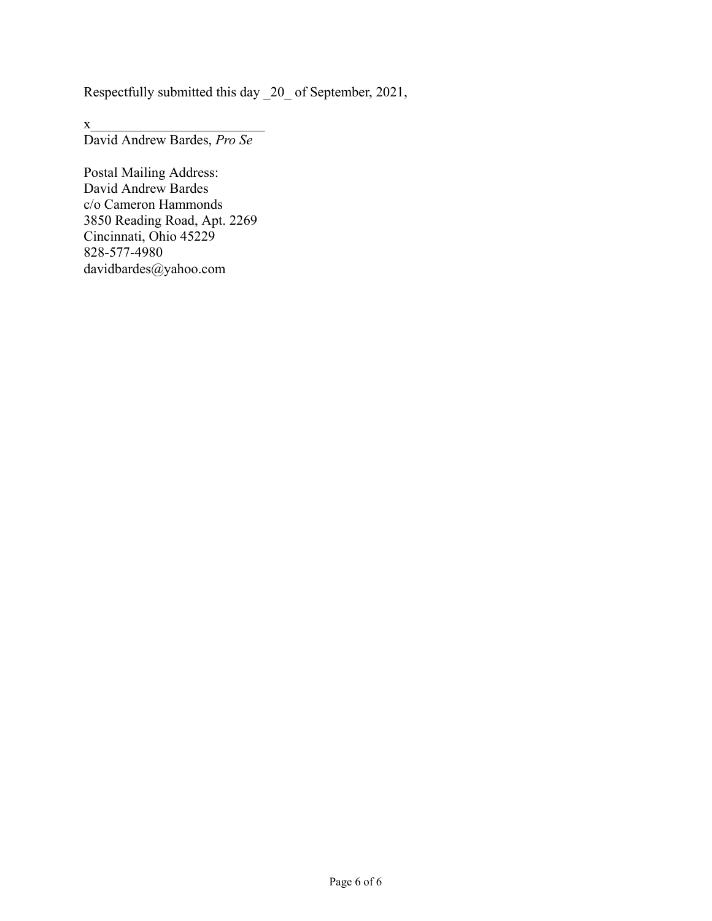Respectfully submitted this day _20_ of September, 2021,

x_________________________
David Andrew Bardes, *Pro Se*

Postal Mailing Address:
David Andrew Bardes
c/o Cameron Hammonds
3850 Reading Road, Apt. 2269
Cincinnati, Ohio 45229
828-577-4980
davidbardes@yahoo.com